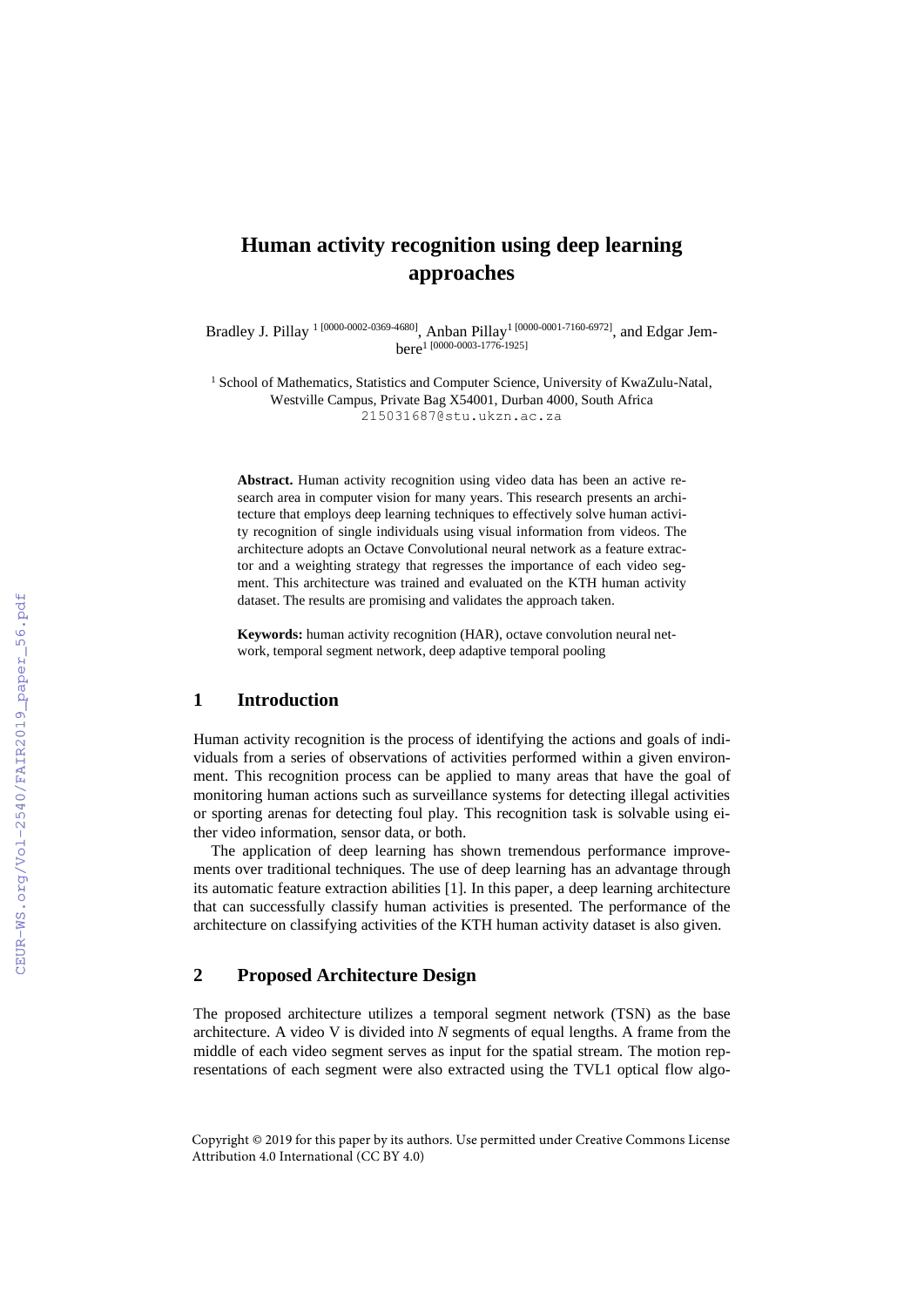# Human activity recognition using deep learning approaches

Bradley J. Pillay [1 [0000-0002-0369-4680]], Anban Pillay[1 [0000-0001-7160-6972]], and Edgar Jembere[1 [0000-0003-1776-1925]]

[1] School of Mathematics, Statistics and Computer Science, University of KwaZulu-Natal, Westville Campus, Private Bag X54001, Durban 4000, South Africa
215031687@stu.ukzn.ac.za

**Abstract.** Human activity recognition using video data has been an active research area in computer vision for many years. This research presents an architecture that employs deep learning techniques to effectively solve human activity recognition of single individuals using visual information from videos. The architecture adopts an Octave Convolutional neural network as a feature extractor and a weighting strategy that regresses the importance of each video segment. This architecture was trained and evaluated on the KTH human activity dataset. The results are promising and validates the approach taken.

**Keywords:** human activity recognition (HAR), octave convolution neural network, temporal segment network, deep adaptive temporal pooling

## 1 Introduction

Human activity recognition is the process of identifying the actions and goals of individuals from a series of observations of activities performed within a given environment. This recognition process can be applied to many areas that have the goal of monitoring human actions such as surveillance systems for detecting illegal activities or sporting arenas for detecting foul play. This recognition task is solvable using either video information, sensor data, or both.

The application of deep learning has shown tremendous performance improvements over traditional techniques. The use of deep learning has an advantage through its automatic feature extraction abilities [1]. In this paper, a deep learning architecture that can successfully classify human activities is presented. The performance of the architecture on classifying activities of the KTH human activity dataset is also given.

## 2 Proposed Architecture Design

The proposed architecture utilizes a temporal segment network (TSN) as the base architecture. A video V is divided into *N* segments of equal lengths. A frame from the middle of each video segment serves as input for the spatial stream. The motion representations of each segment were also extracted using the TVL1 optical flow algo-

Copyright © 2019 for this paper by its authors. Use permitted under Creative Commons License Attribution 4.0 International (CC BY 4.0)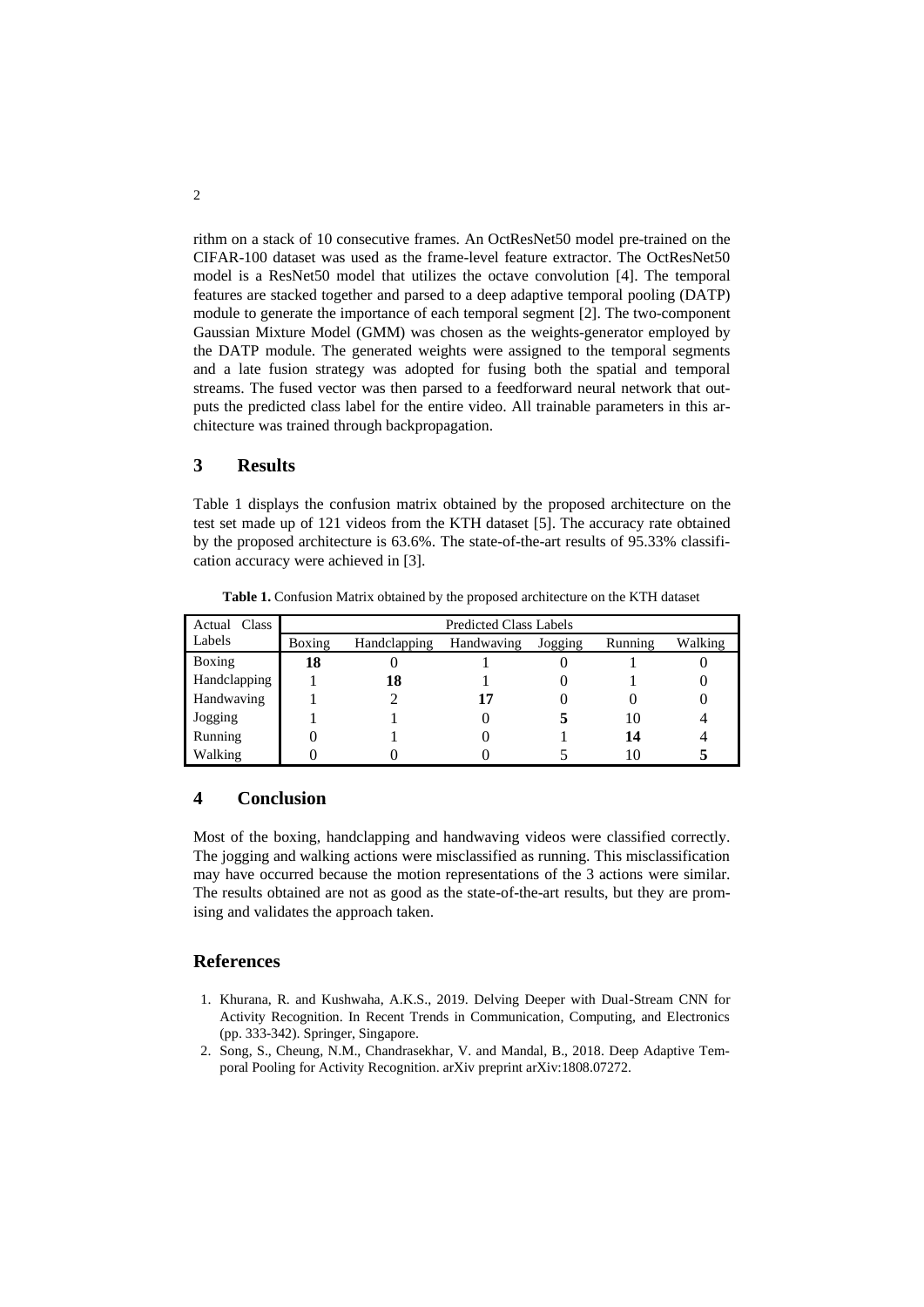rithm on a stack of 10 consecutive frames. An OctResNet50 model pre-trained on the CIFAR-100 dataset was used as the frame-level feature extractor. The OctResNet50 model is a ResNet50 model that utilizes the octave convolution [4]. The temporal features are stacked together and parsed to a deep adaptive temporal pooling (DATP) module to generate the importance of each temporal segment [2]. The two-component Gaussian Mixture Model (GMM) was chosen as the weights-generator employed by the DATP module. The generated weights were assigned to the temporal segments and a late fusion strategy was adopted for fusing both the spatial and temporal streams. The fused vector was then parsed to a feedforward neural network that outputs the predicted class label for the entire video. All trainable parameters in this architecture was trained through backpropagation.

## 3 Results

Table 1 displays the confusion matrix obtained by the proposed architecture on the test set made up of 121 videos from the KTH dataset [5]. The accuracy rate obtained by the proposed architecture is 63.6%. The state-of-the-art results of 95.33% classification accuracy were achieved in [3].

**Table 1.** Confusion Matrix obtained by the proposed architecture on the KTH dataset

| Actual Class Labels | Predicted Class Labels | | | | | |
|---|---|---|---|---|---|---|
| | Boxing | Handclapping | Handwaving | Jogging | Running | Walking |
| Boxing | **18** | 0 | 1 | 0 | 1 | 0 |
| Handclapping | 1 | **18** | 1 | 0 | 1 | 0 |
| Handwaving | 1 | 2 | **17** | 0 | 0 | 0 |
| Jogging | 1 | 1 | 0 | **5** | 10 | 4 |
| Running | 0 | 1 | 0 | 1 | **14** | 4 |
| Walking | 0 | 0 | 0 | 5 | 10 | **5** |

## 4 Conclusion

Most of the boxing, handclapping and handwaving videos were classified correctly. The jogging and walking actions were misclassified as running. This misclassification may have occurred because the motion representations of the 3 actions were similar. The results obtained are not as good as the state-of-the-art results, but they are promising and validates the approach taken.

## References

1. Khurana, R. and Kushwaha, A.K.S., 2019. Delving Deeper with Dual-Stream CNN for Activity Recognition. In Recent Trends in Communication, Computing, and Electronics (pp. 333-342). Springer, Singapore.
2. Song, S., Cheung, N.M., Chandrasekhar, V. and Mandal, B., 2018. Deep Adaptive Temporal Pooling for Activity Recognition. arXiv preprint arXiv:1808.07272.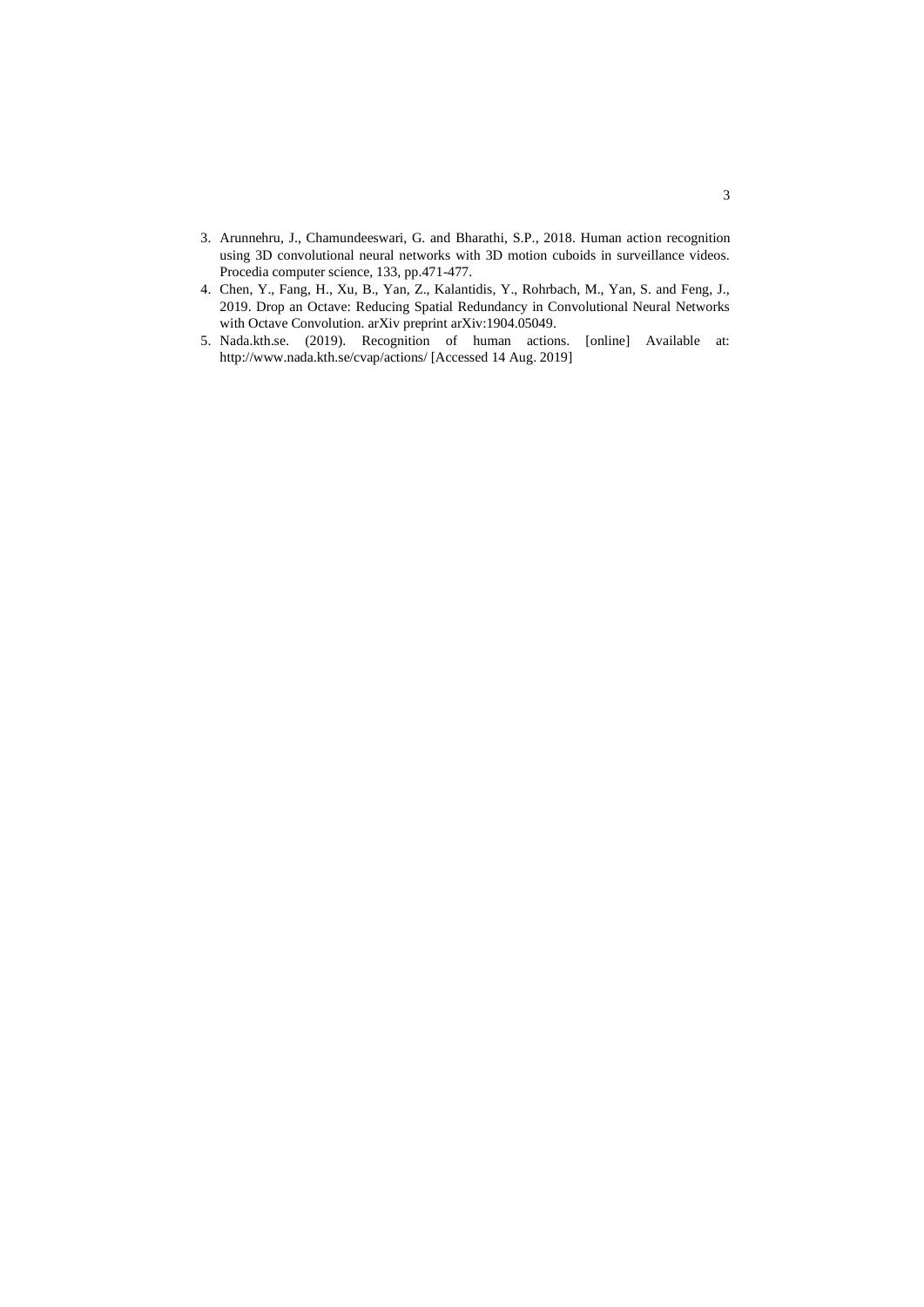3. Arunnehru, J., Chamundeeswari, G. and Bharathi, S.P., 2018. Human action recognition using 3D convolutional neural networks with 3D motion cuboids in surveillance videos. Procedia computer science, 133, pp.471-477.
4. Chen, Y., Fang, H., Xu, B., Yan, Z., Kalantidis, Y., Rohrbach, M., Yan, S. and Feng, J., 2019. Drop an Octave: Reducing Spatial Redundancy in Convolutional Neural Networks with Octave Convolution. arXiv preprint arXiv:1904.05049.
5. Nada.kth.se. (2019). Recognition of human actions. [online] Available at: http://www.nada.kth.se/cvap/actions/ [Accessed 14 Aug. 2019]